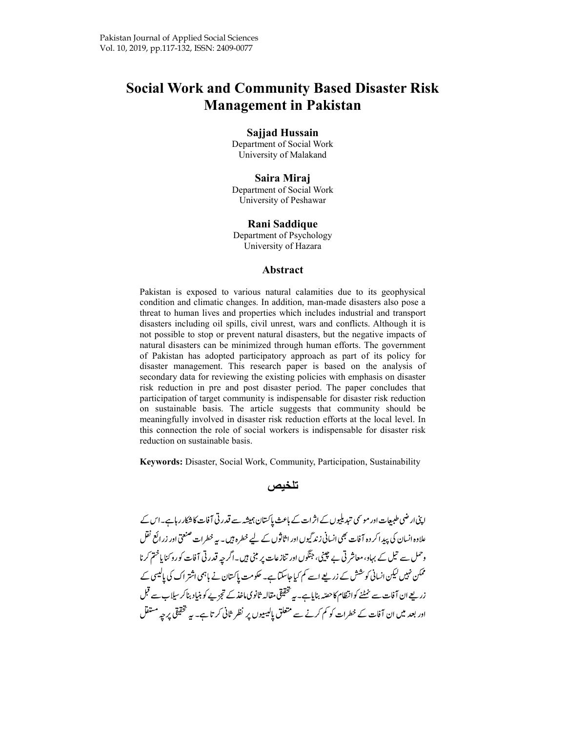Pakistan Journal of Applied Social Sciences
Vol. 10, 2019, pp.117-132, ISSN: 2409-0077

# Social Work and Community Based Disaster Risk Management in Pakistan

**Sajjad Hussain**
Department of Social Work
University of Malakand

**Saira Miraj**
Department of Social Work
University of Peshawar

**Rani Saddique**
Department of Psychology
University of Hazara

## Abstract

Pakistan is exposed to various natural calamities due to its geophysical condition and climatic changes. In addition, man-made disasters also pose a threat to human lives and properties which includes industrial and transport disasters including oil spills, civil unrest, wars and conflicts. Although it is not possible to stop or prevent natural disasters, but the negative impacts of natural disasters can be minimized through human efforts. The government of Pakistan has adopted participatory approach as part of its policy for disaster management. This research paper is based on the analysis of secondary data for reviewing the existing policies with emphasis on disaster risk reduction in pre and post disaster period. The paper concludes that participation of target community is indispensable for disaster risk reduction on sustainable basis. The article suggests that community should be meaningfully involved in disaster risk reduction efforts at the local level. In this connection the role of social workers is indispensable for disaster risk reduction on sustainable basis.

**Keywords:** Disaster, Social Work, Community, Participation, Sustainability

## تلخیص

اپنی ارضی طبیعات اور موسمی تبدیلیوں کے اثرات کے باعث پاکستان ہمیشہ سے قدرتی آفات کا شکار رہا ہے۔ اس کے علاوہ انسان کی پیدا کردہ آفات بھی انسانی زندگیوں اور اثاثوں کے لیے خطرہ ہیں۔ یہ خطرات صنعتی اور ذرائع نقل وحمل سے تیل کے بہاو، معاشرتی بے چینی، جنگوں اور تنازعات پر مبنی ہیں۔ اگرچہ قدرتی آفات کو روکنا یا ختم کرنا ممکن نہیں لیکن انسانی کوشش کے زریعے اسے کم کیا جاسکتا ہے۔ حکومت پاکستان نے باہمی اشتراک کی پالیسی کے زریعے ان آفات سے نمٹنے کو انتظام کا حصہ بنایا ہے۔ یہ تحقیقی مقالہ ثانوی ماخذ کے تجزیے کو بنیاد بنا کر سیلاب سے قبل اور بعد میں ان آفات کے خطرات کو کم کرنے سے متعلق پالیسیوں پر نظر ثانی کرتا ہے۔ یہ تحقیقی پرچہ مستقل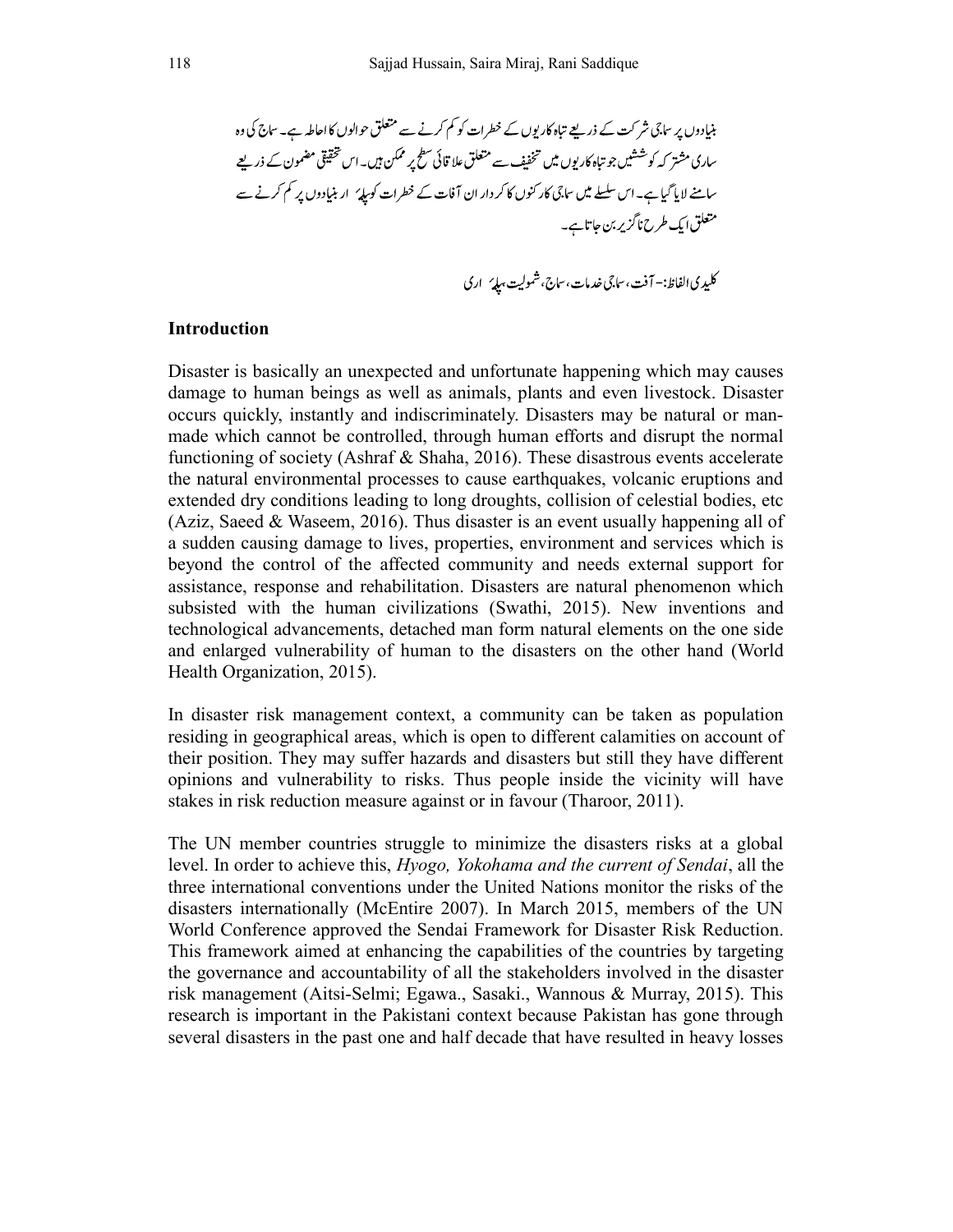بنیادوں پر سماجی شرکت کے ذریعے تباہ کاریوں کے خطرات کو کم کرنے سے متعلق حوالوں کا احاطہ ہے۔ سماج کی وہ ساری مشترکہ کوششیں جو تباہ کاریوں میں تخفیف سے متعلق علاقائی سطح پر ممکن ہیں۔ اس تحقیقی مضمون کے ذریعے سامنے لایا گیا ہے۔ اس سلسلے میں سماجی کارکنوں کا کردار ان آفات کے خطرات کو پہلے ار بنیادوں پر کم کرنے سے متعلق ایک طرح ناگزیر بن جاتا ہے۔

کلیدی الفاظ:- آفت، سماجی خدمات، سماج، شمولیت، پہلے ار ی

## Introduction

Disaster is basically an unexpected and unfortunate happening which may causes damage to human beings as well as animals, plants and even livestock. Disaster occurs quickly, instantly and indiscriminately. Disasters may be natural or man-made which cannot be controlled, through human efforts and disrupt the normal functioning of society (Ashraf & Shaha, 2016). These disastrous events accelerate the natural environmental processes to cause earthquakes, volcanic eruptions and extended dry conditions leading to long droughts, collision of celestial bodies, etc (Aziz, Saeed & Waseem, 2016). Thus disaster is an event usually happening all of a sudden causing damage to lives, properties, environment and services which is beyond the control of the affected community and needs external support for assistance, response and rehabilitation. Disasters are natural phenomenon which subsisted with the human civilizations (Swathi, 2015). New inventions and technological advancements, detached man form natural elements on the one side and enlarged vulnerability of human to the disasters on the other hand (World Health Organization, 2015).

In disaster risk management context, a community can be taken as population residing in geographical areas, which is open to different calamities on account of their position. They may suffer hazards and disasters but still they have different opinions and vulnerability to risks. Thus people inside the vicinity will have stakes in risk reduction measure against or in favour (Tharoor, 2011).

The UN member countries struggle to minimize the disasters risks at a global level. In order to achieve this, *Hyogo, Yokohama and the current of Sendai*, all the three international conventions under the United Nations monitor the risks of the disasters internationally (McEntire 2007). In March 2015, members of the UN World Conference approved the Sendai Framework for Disaster Risk Reduction. This framework aimed at enhancing the capabilities of the countries by targeting the governance and accountability of all the stakeholders involved in the disaster risk management (Aitsi-Selmi; Egawa., Sasaki., Wannous & Murray, 2015). This research is important in the Pakistani context because Pakistan has gone through several disasters in the past one and half decade that have resulted in heavy losses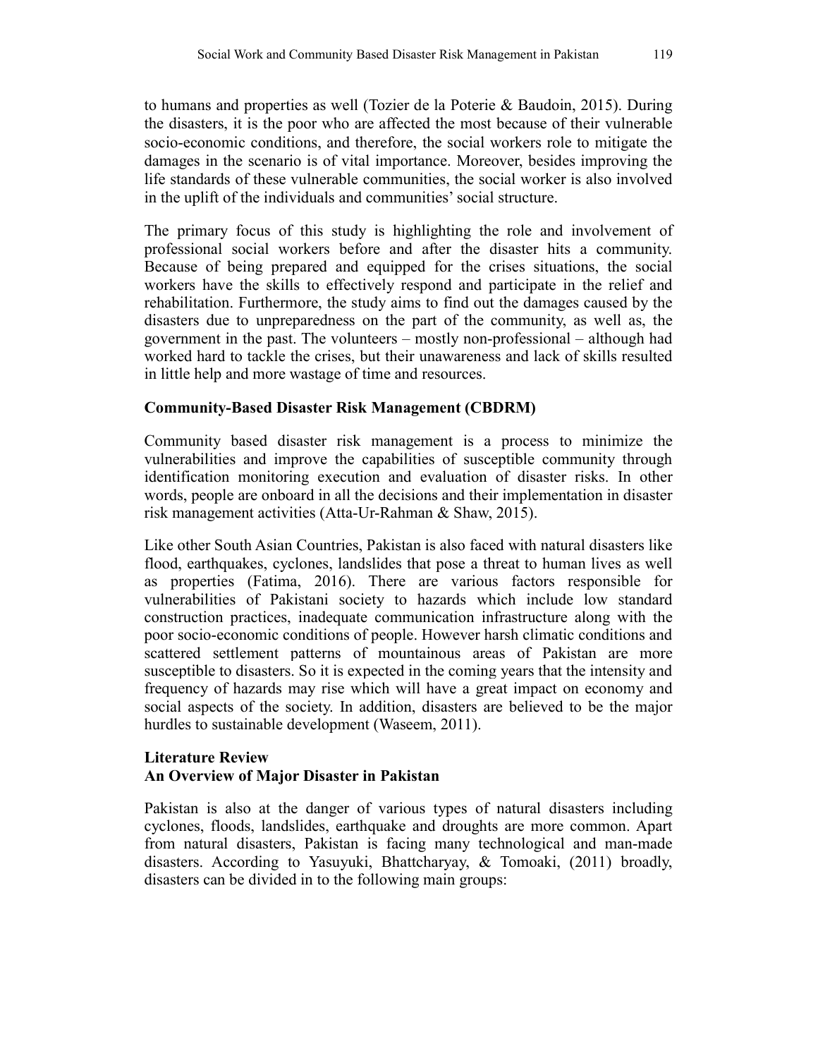to humans and properties as well (Tozier de la Poterie & Baudoin, 2015). During the disasters, it is the poor who are affected the most because of their vulnerable socio-economic conditions, and therefore, the social workers role to mitigate the damages in the scenario is of vital importance. Moreover, besides improving the life standards of these vulnerable communities, the social worker is also involved in the uplift of the individuals and communities' social structure.

The primary focus of this study is highlighting the role and involvement of professional social workers before and after the disaster hits a community. Because of being prepared and equipped for the crises situations, the social workers have the skills to effectively respond and participate in the relief and rehabilitation. Furthermore, the study aims to find out the damages caused by the disasters due to unpreparedness on the part of the community, as well as, the government in the past. The volunteers – mostly non-professional – although had worked hard to tackle the crises, but their unawareness and lack of skills resulted in little help and more wastage of time and resources.

## Community-Based Disaster Risk Management (CBDRM)

Community based disaster risk management is a process to minimize the vulnerabilities and improve the capabilities of susceptible community through identification monitoring execution and evaluation of disaster risks. In other words, people are onboard in all the decisions and their implementation in disaster risk management activities (Atta-Ur-Rahman & Shaw, 2015).

Like other South Asian Countries, Pakistan is also faced with natural disasters like flood, earthquakes, cyclones, landslides that pose a threat to human lives as well as properties (Fatima, 2016). There are various factors responsible for vulnerabilities of Pakistani society to hazards which include low standard construction practices, inadequate communication infrastructure along with the poor socio-economic conditions of people. However harsh climatic conditions and scattered settlement patterns of mountainous areas of Pakistan are more susceptible to disasters. So it is expected in the coming years that the intensity and frequency of hazards may rise which will have a great impact on economy and social aspects of the society. In addition, disasters are believed to be the major hurdles to sustainable development (Waseem, 2011).

## Literature Review

### An Overview of Major Disaster in Pakistan

Pakistan is also at the danger of various types of natural disasters including cyclones, floods, landslides, earthquake and droughts are more common. Apart from natural disasters, Pakistan is facing many technological and man-made disasters. According to Yasuyuki, Bhattcharyay, & Tomoaki, (2011) broadly, disasters can be divided in to the following main groups: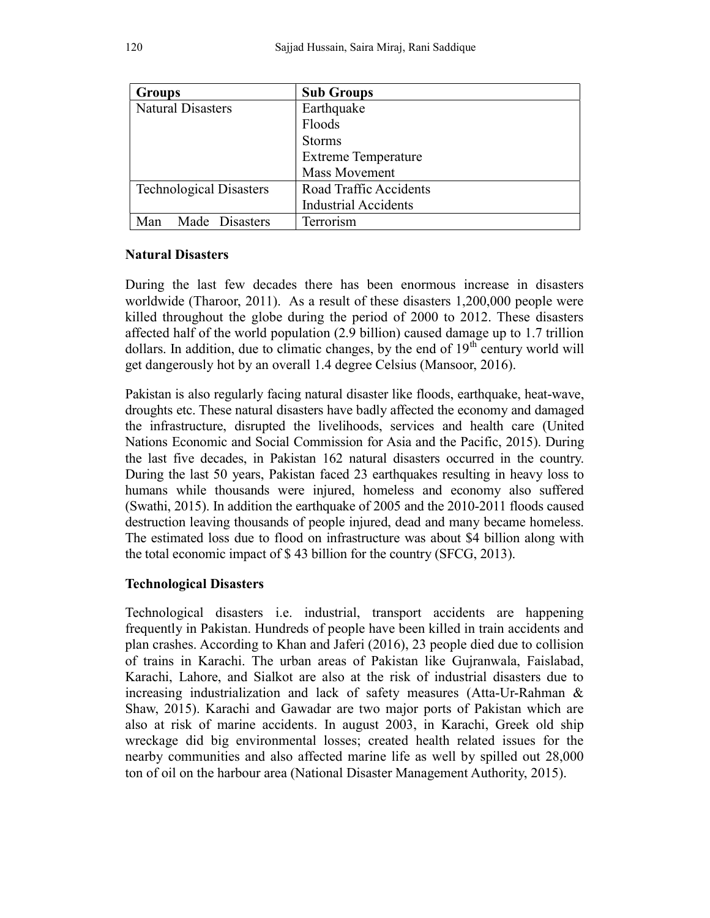| Groups | Sub Groups |
|---|---|
| Natural Disasters | Earthquake |
| | Floods |
| | Storms |
| | Extreme Temperature |
| | Mass Movement |
| Technological Disasters | Road Traffic Accidents |
| | Industrial Accidents |
| Man Made Disasters | Terrorism |

### Natural Disasters

During the last few decades there has been enormous increase in disasters worldwide (Tharoor, 2011). As a result of these disasters 1,200,000 people were killed throughout the globe during the period of 2000 to 2012. These disasters affected half of the world population (2.9 billion) caused damage up to 1.7 trillion dollars. In addition, due to climatic changes, by the end of 19$^{th}$ century world will get dangerously hot by an overall 1.4 degree Celsius (Mansoor, 2016).

Pakistan is also regularly facing natural disaster like floods, earthquake, heat-wave, droughts etc. These natural disasters have badly affected the economy and damaged the infrastructure, disrupted the livelihoods, services and health care (United Nations Economic and Social Commission for Asia and the Pacific, 2015). During the last five decades, in Pakistan 162 natural disasters occurred in the country. During the last 50 years, Pakistan faced 23 earthquakes resulting in heavy loss to humans while thousands were injured, homeless and economy also suffered (Swathi, 2015). In addition the earthquake of 2005 and the 2010-2011 floods caused destruction leaving thousands of people injured, dead and many became homeless. The estimated loss due to flood on infrastructure was about $4 billion along with the total economic impact of $ 43 billion for the country (SFCG, 2013).

### Technological Disasters

Technological disasters i.e. industrial, transport accidents are happening frequently in Pakistan. Hundreds of people have been killed in train accidents and plan crashes. According to Khan and Jaferi (2016), 23 people died due to collision of trains in Karachi. The urban areas of Pakistan like Gujranwala, Faislabad, Karachi, Lahore, and Sialkot are also at the risk of industrial disasters due to increasing industrialization and lack of safety measures (Atta-Ur-Rahman & Shaw, 2015). Karachi and Gawadar are two major ports of Pakistan which are also at risk of marine accidents. In august 2003, in Karachi, Greek old ship wreckage did big environmental losses; created health related issues for the nearby communities and also affected marine life as well by spilled out 28,000 ton of oil on the harbour area (National Disaster Management Authority, 2015).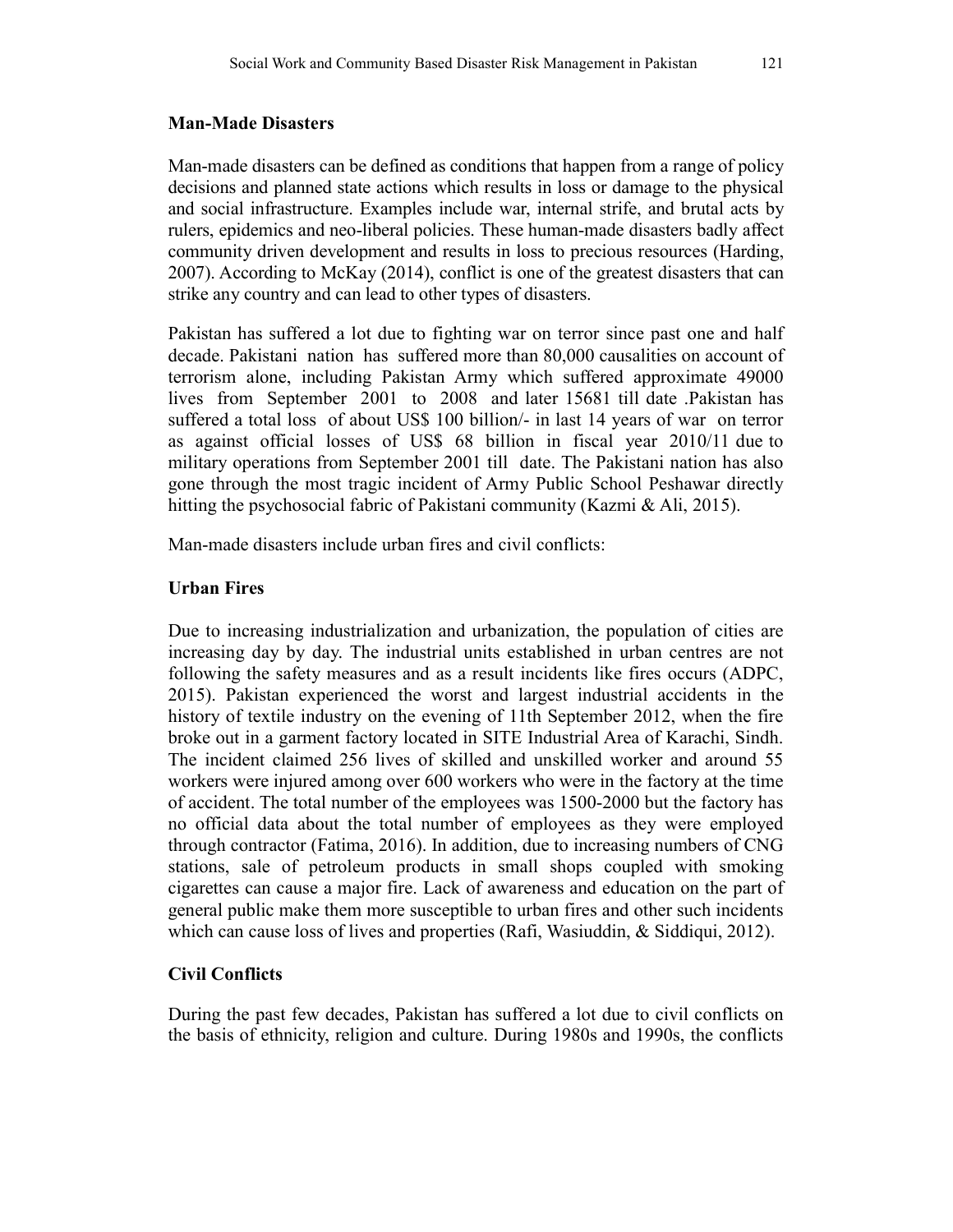## Man-Made Disasters

Man-made disasters can be defined as conditions that happen from a range of policy decisions and planned state actions which results in loss or damage to the physical and social infrastructure. Examples include war, internal strife, and brutal acts by rulers, epidemics and neo-liberal policies. These human-made disasters badly affect community driven development and results in loss to precious resources (Harding, 2007). According to McKay (2014), conflict is one of the greatest disasters that can strike any country and can lead to other types of disasters.

Pakistan has suffered a lot due to fighting war on terror since past one and half decade. Pakistani nation has suffered more than 80,000 causalities on account of terrorism alone, including Pakistan Army which suffered approximate 49000 lives from September 2001 to 2008 and later 15681 till date .Pakistan has suffered a total loss of about US$ 100 billion/- in last 14 years of war on terror as against official losses of US$ 68 billion in fiscal year 2010/11 due to military operations from September 2001 till date. The Pakistani nation has also gone through the most tragic incident of Army Public School Peshawar directly hitting the psychosocial fabric of Pakistani community (Kazmi & Ali, 2015).

Man-made disasters include urban fires and civil conflicts:

### Urban Fires

Due to increasing industrialization and urbanization, the population of cities are increasing day by day. The industrial units established in urban centres are not following the safety measures and as a result incidents like fires occurs (ADPC, 2015). Pakistan experienced the worst and largest industrial accidents in the history of textile industry on the evening of 11th September 2012, when the fire broke out in a garment factory located in SITE Industrial Area of Karachi, Sindh. The incident claimed 256 lives of skilled and unskilled worker and around 55 workers were injured among over 600 workers who were in the factory at the time of accident. The total number of the employees was 1500-2000 but the factory has no official data about the total number of employees as they were employed through contractor (Fatima, 2016). In addition, due to increasing numbers of CNG stations, sale of petroleum products in small shops coupled with smoking cigarettes can cause a major fire. Lack of awareness and education on the part of general public make them more susceptible to urban fires and other such incidents which can cause loss of lives and properties (Rafi, Wasiuddin, & Siddiqui, 2012).

### Civil Conflicts

During the past few decades, Pakistan has suffered a lot due to civil conflicts on the basis of ethnicity, religion and culture. During 1980s and 1990s, the conflicts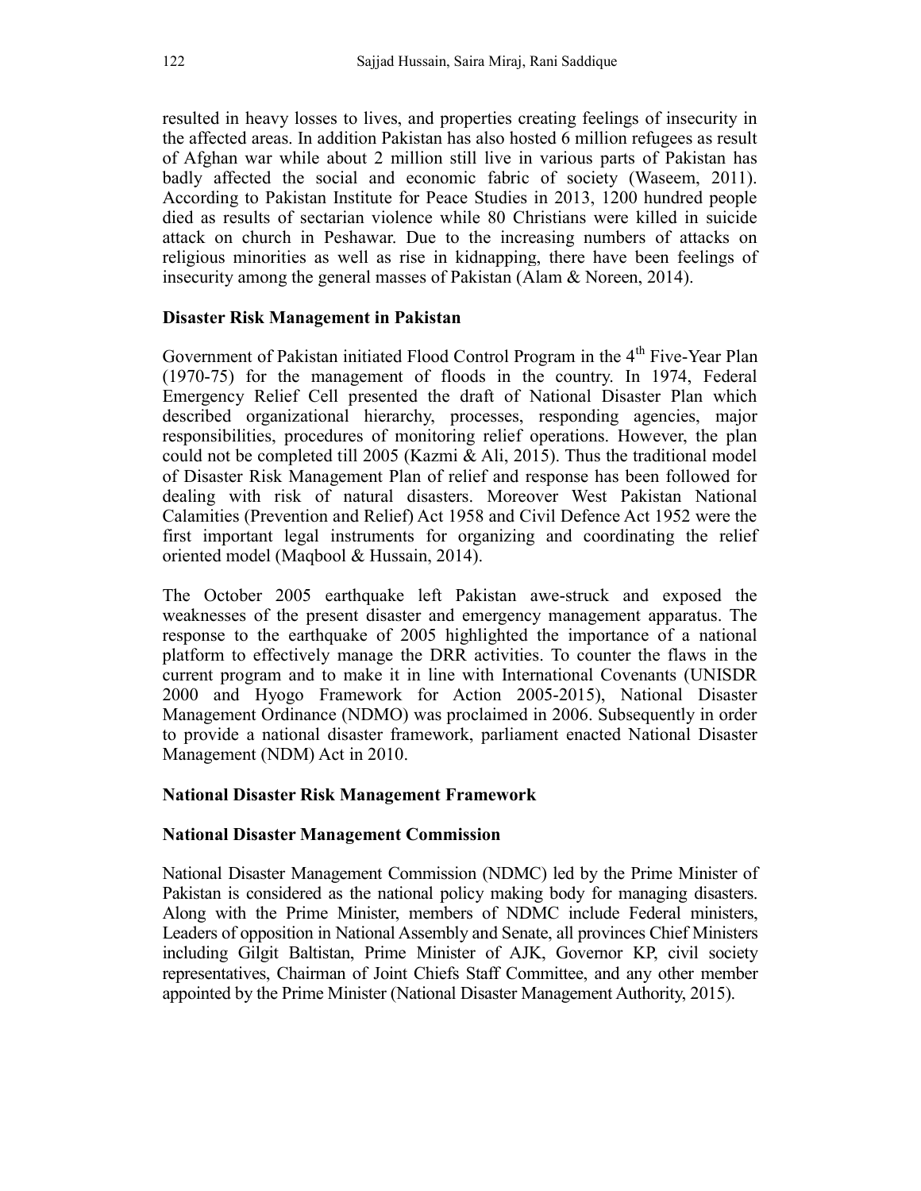resulted in heavy losses to lives, and properties creating feelings of insecurity in the affected areas. In addition Pakistan has also hosted 6 million refugees as result of Afghan war while about 2 million still live in various parts of Pakistan has badly affected the social and economic fabric of society (Waseem, 2011). According to Pakistan Institute for Peace Studies in 2013, 1200 hundred people died as results of sectarian violence while 80 Christians were killed in suicide attack on church in Peshawar. Due to the increasing numbers of attacks on religious minorities as well as rise in kidnapping, there have been feelings of insecurity among the general masses of Pakistan (Alam & Noreen, 2014).

### Disaster Risk Management in Pakistan

Government of Pakistan initiated Flood Control Program in the 4th Five-Year Plan (1970-75) for the management of floods in the country. In 1974, Federal Emergency Relief Cell presented the draft of National Disaster Plan which described organizational hierarchy, processes, responding agencies, major responsibilities, procedures of monitoring relief operations. However, the plan could not be completed till 2005 (Kazmi & Ali, 2015). Thus the traditional model of Disaster Risk Management Plan of relief and response has been followed for dealing with risk of natural disasters. Moreover West Pakistan National Calamities (Prevention and Relief) Act 1958 and Civil Defence Act 1952 were the first important legal instruments for organizing and coordinating the relief oriented model (Maqbool & Hussain, 2014).

The October 2005 earthquake left Pakistan awe-struck and exposed the weaknesses of the present disaster and emergency management apparatus. The response to the earthquake of 2005 highlighted the importance of a national platform to effectively manage the DRR activities. To counter the flaws in the current program and to make it in line with International Covenants (UNISDR 2000 and Hyogo Framework for Action 2005-2015), National Disaster Management Ordinance (NDMO) was proclaimed in 2006. Subsequently in order to provide a national disaster framework, parliament enacted National Disaster Management (NDM) Act in 2010.

### National Disaster Risk Management Framework

#### National Disaster Management Commission

National Disaster Management Commission (NDMC) led by the Prime Minister of Pakistan is considered as the national policy making body for managing disasters. Along with the Prime Minister, members of NDMC include Federal ministers, Leaders of opposition in National Assembly and Senate, all provinces Chief Ministers including Gilgit Baltistan, Prime Minister of AJK, Governor KP, civil society representatives, Chairman of Joint Chiefs Staff Committee, and any other member appointed by the Prime Minister (National Disaster Management Authority, 2015).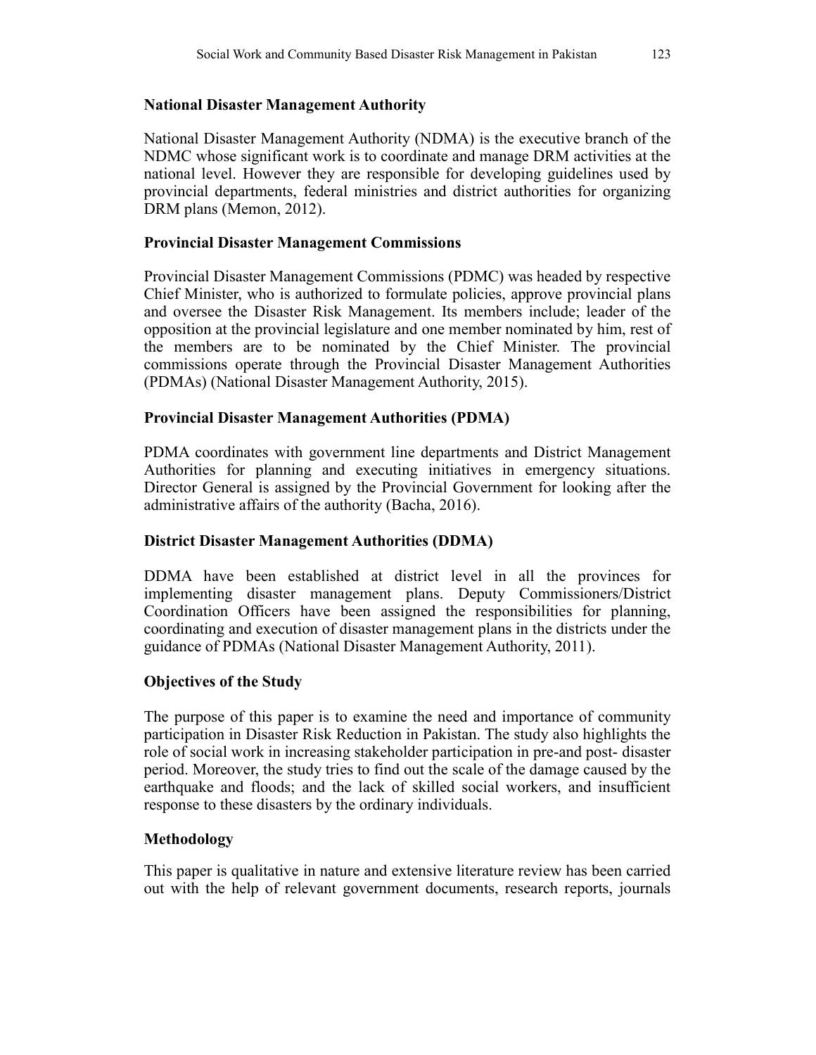### National Disaster Management Authority

National Disaster Management Authority (NDMA) is the executive branch of the NDMC whose significant work is to coordinate and manage DRM activities at the national level. However they are responsible for developing guidelines used by provincial departments, federal ministries and district authorities for organizing DRM plans (Memon, 2012).

### Provincial Disaster Management Commissions

Provincial Disaster Management Commissions (PDMC) was headed by respective Chief Minister, who is authorized to formulate policies, approve provincial plans and oversee the Disaster Risk Management. Its members include; leader of the opposition at the provincial legislature and one member nominated by him, rest of the members are to be nominated by the Chief Minister. The provincial commissions operate through the Provincial Disaster Management Authorities (PDMAs) (National Disaster Management Authority, 2015).

### Provincial Disaster Management Authorities (PDMA)

PDMA coordinates with government line departments and District Management Authorities for planning and executing initiatives in emergency situations. Director General is assigned by the Provincial Government for looking after the administrative affairs of the authority (Bacha, 2016).

### District Disaster Management Authorities (DDMA)

DDMA have been established at district level in all the provinces for implementing disaster management plans. Deputy Commissioners/District Coordination Officers have been assigned the responsibilities for planning, coordinating and execution of disaster management plans in the districts under the guidance of PDMAs (National Disaster Management Authority, 2011).

### Objectives of the Study

The purpose of this paper is to examine the need and importance of community participation in Disaster Risk Reduction in Pakistan. The study also highlights the role of social work in increasing stakeholder participation in pre-and post- disaster period. Moreover, the study tries to find out the scale of the damage caused by the earthquake and floods; and the lack of skilled social workers, and insufficient response to these disasters by the ordinary individuals.

### Methodology

This paper is qualitative in nature and extensive literature review has been carried out with the help of relevant government documents, research reports, journals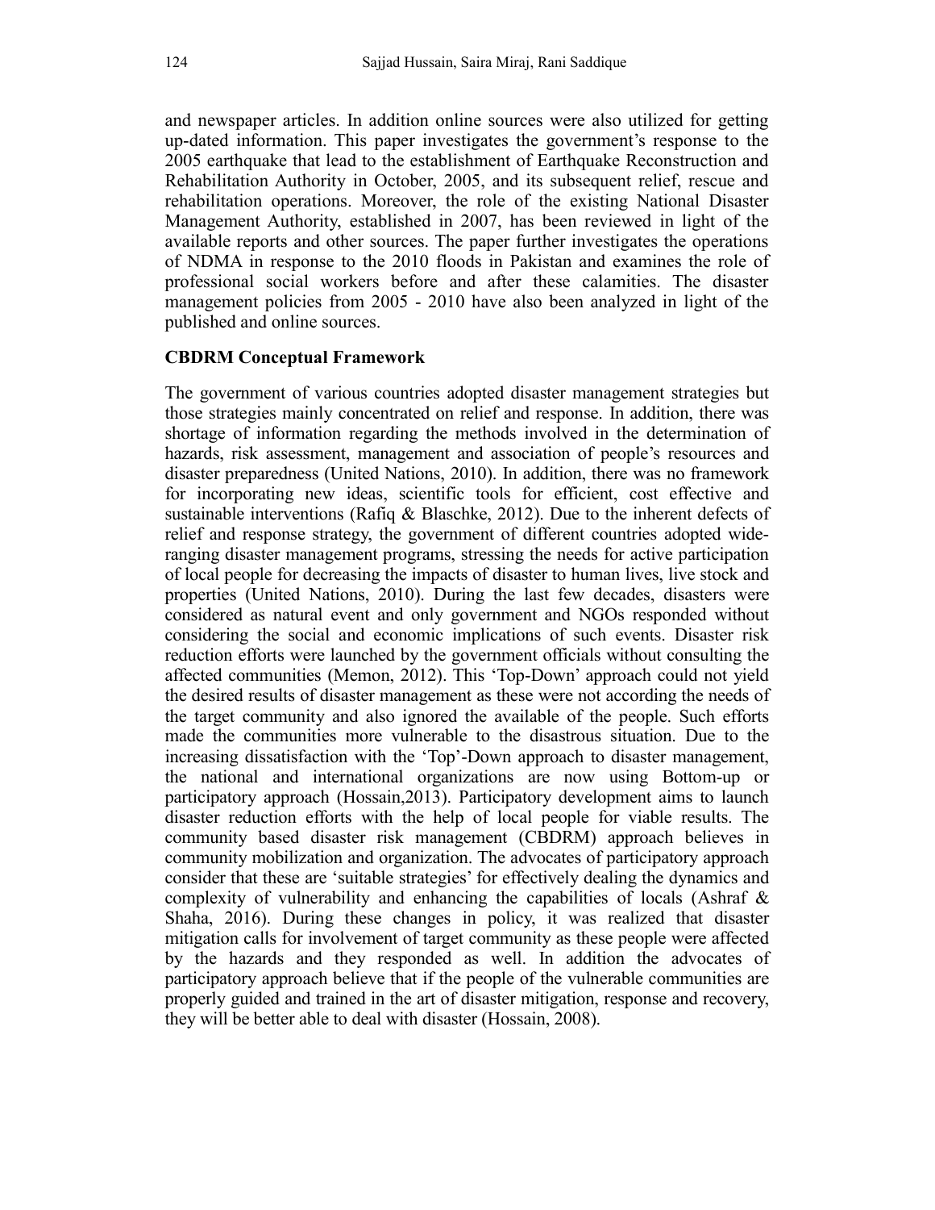and newspaper articles. In addition online sources were also utilized for getting up-dated information. This paper investigates the government's response to the 2005 earthquake that lead to the establishment of Earthquake Reconstruction and Rehabilitation Authority in October, 2005, and its subsequent relief, rescue and rehabilitation operations. Moreover, the role of the existing National Disaster Management Authority, established in 2007, has been reviewed in light of the available reports and other sources. The paper further investigates the operations of NDMA in response to the 2010 floods in Pakistan and examines the role of professional social workers before and after these calamities. The disaster management policies from 2005 - 2010 have also been analyzed in light of the published and online sources.

## CBDRM Conceptual Framework

The government of various countries adopted disaster management strategies but those strategies mainly concentrated on relief and response. In addition, there was shortage of information regarding the methods involved in the determination of hazards, risk assessment, management and association of people's resources and disaster preparedness (United Nations, 2010). In addition, there was no framework for incorporating new ideas, scientific tools for efficient, cost effective and sustainable interventions (Rafiq & Blaschke, 2012). Due to the inherent defects of relief and response strategy, the government of different countries adopted wide-ranging disaster management programs, stressing the needs for active participation of local people for decreasing the impacts of disaster to human lives, live stock and properties (United Nations, 2010). During the last few decades, disasters were considered as natural event and only government and NGOs responded without considering the social and economic implications of such events. Disaster risk reduction efforts were launched by the government officials without consulting the affected communities (Memon, 2012). This 'Top-Down' approach could not yield the desired results of disaster management as these were not according the needs of the target community and also ignored the available of the people. Such efforts made the communities more vulnerable to the disastrous situation. Due to the increasing dissatisfaction with the 'Top'-Down approach to disaster management, the national and international organizations are now using Bottom-up or participatory approach (Hossain,2013). Participatory development aims to launch disaster reduction efforts with the help of local people for viable results. The community based disaster risk management (CBDRM) approach believes in community mobilization and organization. The advocates of participatory approach consider that these are 'suitable strategies' for effectively dealing the dynamics and complexity of vulnerability and enhancing the capabilities of locals (Ashraf & Shaha, 2016). During these changes in policy, it was realized that disaster mitigation calls for involvement of target community as these people were affected by the hazards and they responded as well. In addition the advocates of participatory approach believe that if the people of the vulnerable communities are properly guided and trained in the art of disaster mitigation, response and recovery, they will be better able to deal with disaster (Hossain, 2008).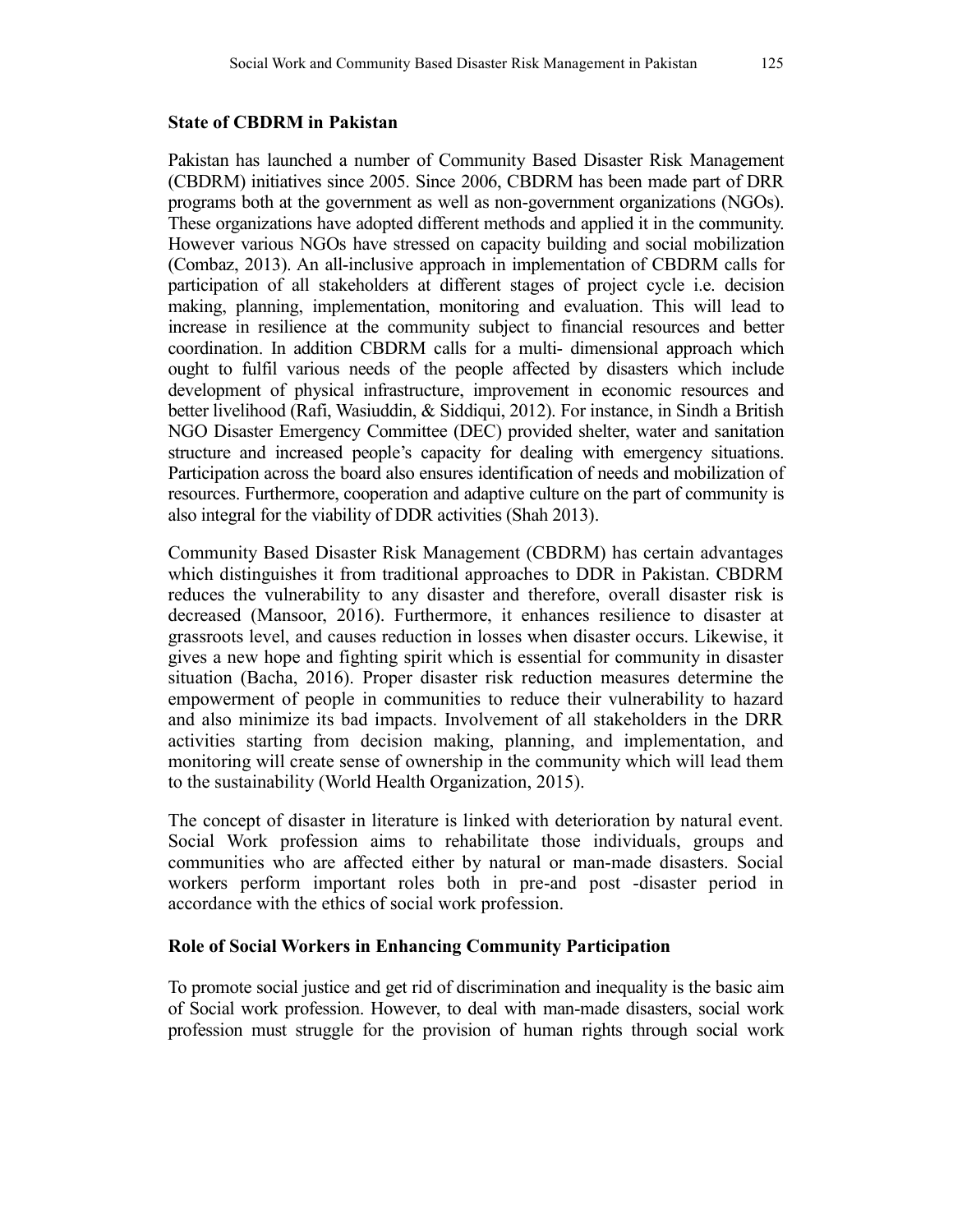## State of CBDRM in Pakistan

Pakistan has launched a number of Community Based Disaster Risk Management (CBDRM) initiatives since 2005. Since 2006, CBDRM has been made part of DRR programs both at the government as well as non-government organizations (NGOs). These organizations have adopted different methods and applied it in the community. However various NGOs have stressed on capacity building and social mobilization (Combaz, 2013). An all-inclusive approach in implementation of CBDRM calls for participation of all stakeholders at different stages of project cycle i.e. decision making, planning, implementation, monitoring and evaluation. This will lead to increase in resilience at the community subject to financial resources and better coordination. In addition CBDRM calls for a multi- dimensional approach which ought to fulfil various needs of the people affected by disasters which include development of physical infrastructure, improvement in economic resources and better livelihood (Rafi, Wasiuddin, & Siddiqui, 2012). For instance, in Sindh a British NGO Disaster Emergency Committee (DEC) provided shelter, water and sanitation structure and increased people's capacity for dealing with emergency situations. Participation across the board also ensures identification of needs and mobilization of resources. Furthermore, cooperation and adaptive culture on the part of community is also integral for the viability of DDR activities (Shah 2013).

Community Based Disaster Risk Management (CBDRM) has certain advantages which distinguishes it from traditional approaches to DDR in Pakistan. CBDRM reduces the vulnerability to any disaster and therefore, overall disaster risk is decreased (Mansoor, 2016). Furthermore, it enhances resilience to disaster at grassroots level, and causes reduction in losses when disaster occurs. Likewise, it gives a new hope and fighting spirit which is essential for community in disaster situation (Bacha, 2016). Proper disaster risk reduction measures determine the empowerment of people in communities to reduce their vulnerability to hazard and also minimize its bad impacts. Involvement of all stakeholders in the DRR activities starting from decision making, planning, and implementation, and monitoring will create sense of ownership in the community which will lead them to the sustainability (World Health Organization, 2015).

The concept of disaster in literature is linked with deterioration by natural event. Social Work profession aims to rehabilitate those individuals, groups and communities who are affected either by natural or man-made disasters. Social workers perform important roles both in pre-and post -disaster period in accordance with the ethics of social work profession.

## Role of Social Workers in Enhancing Community Participation

To promote social justice and get rid of discrimination and inequality is the basic aim of Social work profession. However, to deal with man-made disasters, social work profession must struggle for the provision of human rights through social work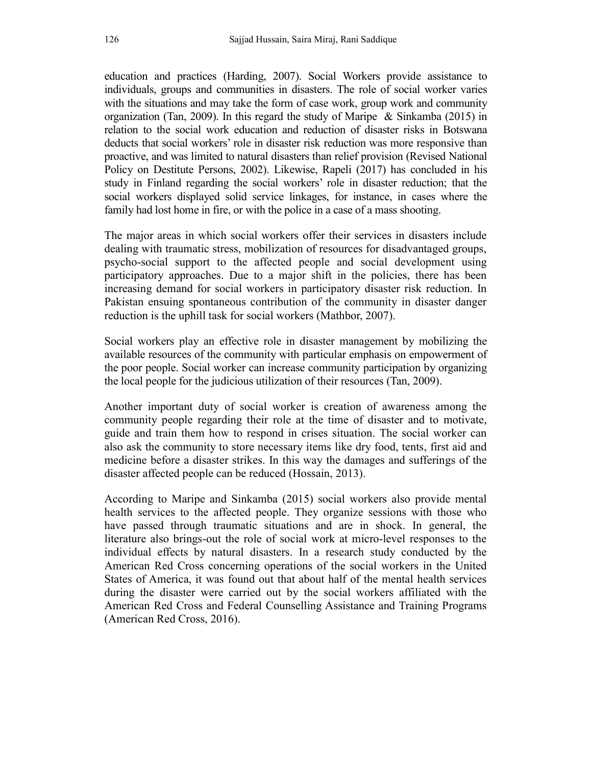education and practices (Harding, 2007). Social Workers provide assistance to individuals, groups and communities in disasters. The role of social worker varies with the situations and may take the form of case work, group work and community organization (Tan, 2009). In this regard the study of Maripe & Sinkamba (2015) in relation to the social work education and reduction of disaster risks in Botswana deducts that social workers' role in disaster risk reduction was more responsive than proactive, and was limited to natural disasters than relief provision (Revised National Policy on Destitute Persons, 2002). Likewise, Rapeli (2017) has concluded in his study in Finland regarding the social workers' role in disaster reduction; that the social workers displayed solid service linkages, for instance, in cases where the family had lost home in fire, or with the police in a case of a mass shooting.

The major areas in which social workers offer their services in disasters include dealing with traumatic stress, mobilization of resources for disadvantaged groups, psycho-social support to the affected people and social development using participatory approaches. Due to a major shift in the policies, there has been increasing demand for social workers in participatory disaster risk reduction. In Pakistan ensuing spontaneous contribution of the community in disaster danger reduction is the uphill task for social workers (Mathbor, 2007).

Social workers play an effective role in disaster management by mobilizing the available resources of the community with particular emphasis on empowerment of the poor people. Social worker can increase community participation by organizing the local people for the judicious utilization of their resources (Tan, 2009).

Another important duty of social worker is creation of awareness among the community people regarding their role at the time of disaster and to motivate, guide and train them how to respond in crises situation. The social worker can also ask the community to store necessary items like dry food, tents, first aid and medicine before a disaster strikes. In this way the damages and sufferings of the disaster affected people can be reduced (Hossain, 2013).

According to Maripe and Sinkamba (2015) social workers also provide mental health services to the affected people. They organize sessions with those who have passed through traumatic situations and are in shock. In general, the literature also brings-out the role of social work at micro-level responses to the individual effects by natural disasters. In a research study conducted by the American Red Cross concerning operations of the social workers in the United States of America, it was found out that about half of the mental health services during the disaster were carried out by the social workers affiliated with the American Red Cross and Federal Counselling Assistance and Training Programs (American Red Cross, 2016).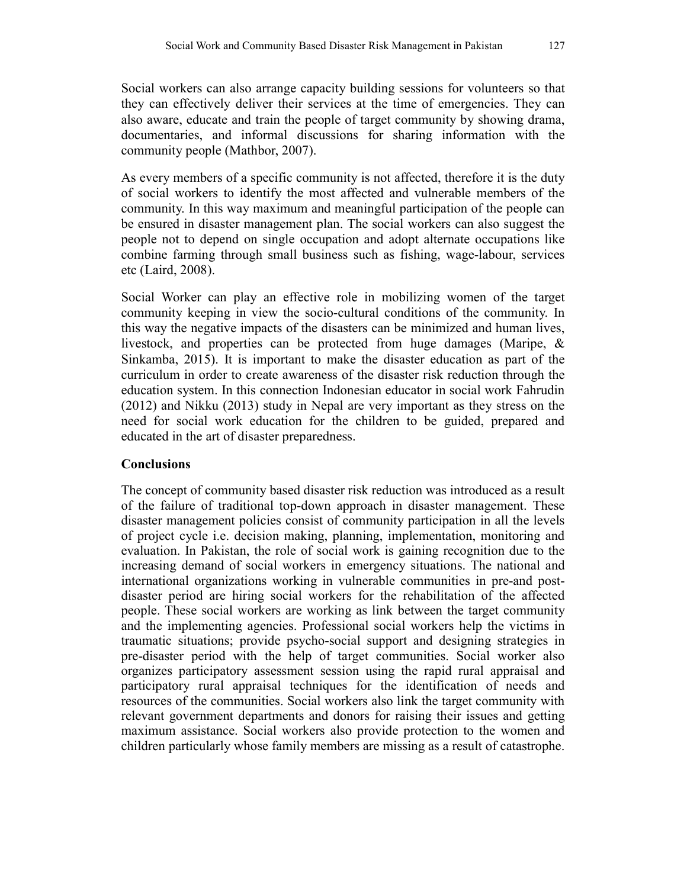Social workers can also arrange capacity building sessions for volunteers so that they can effectively deliver their services at the time of emergencies. They can also aware, educate and train the people of target community by showing drama, documentaries, and informal discussions for sharing information with the community people (Mathbor, 2007).

As every members of a specific community is not affected, therefore it is the duty of social workers to identify the most affected and vulnerable members of the community. In this way maximum and meaningful participation of the people can be ensured in disaster management plan. The social workers can also suggest the people not to depend on single occupation and adopt alternate occupations like combine farming through small business such as fishing, wage-labour, services etc (Laird, 2008).

Social Worker can play an effective role in mobilizing women of the target community keeping in view the socio-cultural conditions of the community. In this way the negative impacts of the disasters can be minimized and human lives, livestock, and properties can be protected from huge damages (Maripe, & Sinkamba, 2015). It is important to make the disaster education as part of the curriculum in order to create awareness of the disaster risk reduction through the education system. In this connection Indonesian educator in social work Fahrudin (2012) and Nikku (2013) study in Nepal are very important as they stress on the need for social work education for the children to be guided, prepared and educated in the art of disaster preparedness.

## Conclusions

The concept of community based disaster risk reduction was introduced as a result of the failure of traditional top-down approach in disaster management. These disaster management policies consist of community participation in all the levels of project cycle i.e. decision making, planning, implementation, monitoring and evaluation. In Pakistan, the role of social work is gaining recognition due to the increasing demand of social workers in emergency situations. The national and international organizations working in vulnerable communities in pre-and post-disaster period are hiring social workers for the rehabilitation of the affected people. These social workers are working as link between the target community and the implementing agencies. Professional social workers help the victims in traumatic situations; provide psycho-social support and designing strategies in pre-disaster period with the help of target communities. Social worker also organizes participatory assessment session using the rapid rural appraisal and participatory rural appraisal techniques for the identification of needs and resources of the communities. Social workers also link the target community with relevant government departments and donors for raising their issues and getting maximum assistance. Social workers also provide protection to the women and children particularly whose family members are missing as a result of catastrophe.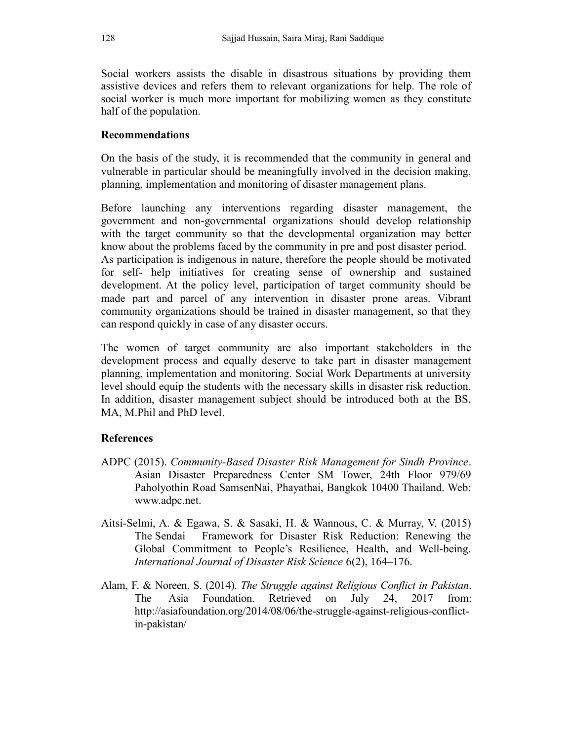Social workers assists the disable in disastrous situations by providing them assistive devices and refers them to relevant organizations for help. The role of social worker is much more important for mobilizing women as they constitute half of the population.

## Recommendations

On the basis of the study, it is recommended that the community in general and vulnerable in particular should be meaningfully involved in the decision making, planning, implementation and monitoring of disaster management plans.

Before launching any interventions regarding disaster management, the government and non-governmental organizations should develop relationship with the target community so that the developmental organization may better know about the problems faced by the community in pre and post disaster period. As participation is indigenous in nature, therefore the people should be motivated for self- help initiatives for creating sense of ownership and sustained development. At the policy level, participation of target community should be made part and parcel of any intervention in disaster prone areas. Vibrant community organizations should be trained in disaster management, so that they can respond quickly in case of any disaster occurs.

The women of target community are also important stakeholders in the development process and equally deserve to take part in disaster management planning, implementation and monitoring. Social Work Departments at university level should equip the students with the necessary skills in disaster risk reduction. In addition, disaster management subject should be introduced both at the BS, MA, M.Phil and PhD level.

## References

ADPC (2015). *Community-Based Disaster Risk Management for Sindh Province*. Asian Disaster Preparedness Center SM Tower, 24th Floor 979/69 Paholyothin Road SamsenNai, Phayathai, Bangkok 10400 Thailand. Web: www.adpc.net.

Aitsi-Selmi, A. & Egawa, S. & Sasaki, H. & Wannous, C. & Murray, V. (2015) The Sendai Framework for Disaster Risk Reduction: Renewing the Global Commitment to People's Resilience, Health, and Well-being. *International Journal of Disaster Risk Science* 6(2), 164–176.

Alam, F. & Noreen, S. (2014). *The Struggle against Religious Conflict in Pakistan*. The Asia Foundation. Retrieved on July 24, 2017 from: http://asiafoundation.org/2014/08/06/the-struggle-against-religious-conflict-in-pakistan/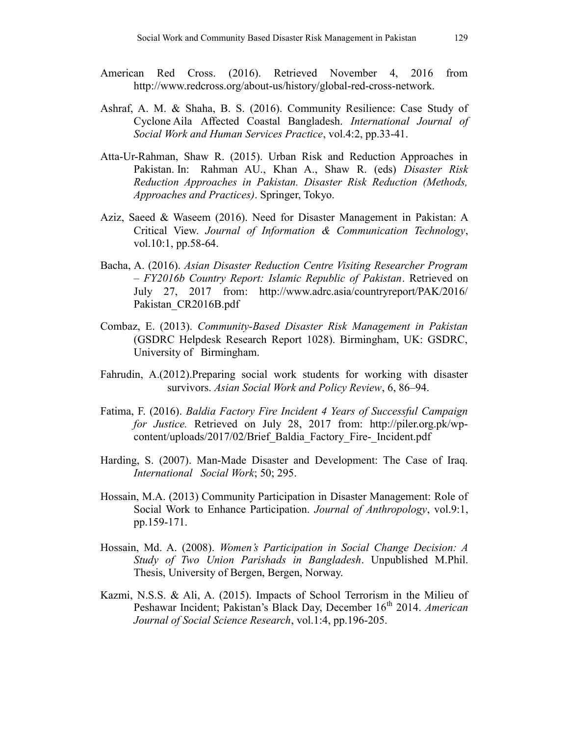American Red Cross. (2016). Retrieved November 4, 2016 from http://www.redcross.org/about-us/history/global-red-cross-network.

Ashraf, A. M. & Shaha, B. S. (2016). Community Resilience: Case Study of Cyclone Aila Affected Coastal Bangladesh. *International Journal of Social Work and Human Services Practice*, vol.4:2, pp.33-41.

Atta-Ur-Rahman, Shaw R. (2015). Urban Risk and Reduction Approaches in Pakistan. In: Rahman AU., Khan A., Shaw R. (eds) *Disaster Risk Reduction Approaches in Pakistan. Disaster Risk Reduction (Methods, Approaches and Practices)*. Springer, Tokyo.

Aziz, Saeed & Waseem (2016). Need for Disaster Management in Pakistan: A Critical View. *Journal of Information & Communication Technology*, vol.10:1, pp.58-64.

Bacha, A. (2016). *Asian Disaster Reduction Centre Visiting Researcher Program – FY2016b Country Report: Islamic Republic of Pakistan*. Retrieved on July 27, 2017 from: http://www.adrc.asia/countryreport/PAK/2016/Pakistan_CR2016B.pdf

Combaz, E. (2013). *Community-Based Disaster Risk Management in Pakistan* (GSDRC Helpdesk Research Report 1028). Birmingham, UK: GSDRC, University of Birmingham.

Fahrudin, A.(2012).Preparing social work students for working with disaster survivors. *Asian Social Work and Policy Review*, 6, 86–94.

Fatima, F. (2016). *Baldia Factory Fire Incident 4 Years of Successful Campaign for Justice.* Retrieved on July 28, 2017 from: http://piler.org.pk/wp-content/uploads/2017/02/Brief_Baldia_Factory_Fire-_Incident.pdf

Harding, S. (2007). Man-Made Disaster and Development: The Case of Iraq. *International Social Work*; 50; 295.

Hossain, M.A. (2013) Community Participation in Disaster Management: Role of Social Work to Enhance Participation. *Journal of Anthropology*, vol.9:1, pp.159-171.

Hossain, Md. A. (2008). *Women's Participation in Social Change Decision: A Study of Two Union Parishads in Bangladesh*. Unpublished M.Phil. Thesis, University of Bergen, Bergen, Norway.

Kazmi, N.S.S. & Ali, A. (2015). Impacts of School Terrorism in the Milieu of Peshawar Incident; Pakistan's Black Day, December 16th 2014. *American Journal of Social Science Research*, vol.1:4, pp.196-205.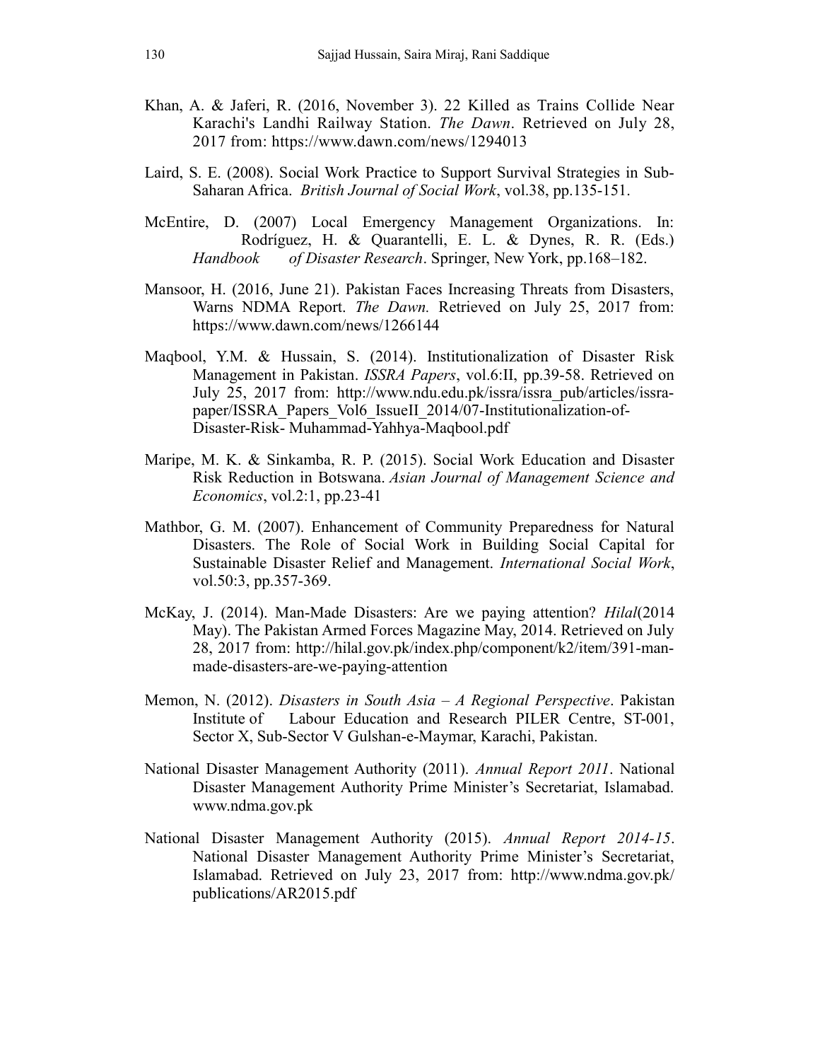Khan, A. & Jaferi, R. (2016, November 3). 22 Killed as Trains Collide Near Karachi's Landhi Railway Station. *The Dawn*. Retrieved on July 28, 2017 from: https://www.dawn.com/news/1294013

Laird, S. E. (2008). Social Work Practice to Support Survival Strategies in Sub-Saharan Africa. *British Journal of Social Work*, vol.38, pp.135-151.

McEntire, D. (2007) Local Emergency Management Organizations. In: Rodríguez, H. & Quarantelli, E. L. & Dynes, R. R. (Eds.) *Handbook of Disaster Research*. Springer, New York, pp.168–182.

Mansoor, H. (2016, June 21). Pakistan Faces Increasing Threats from Disasters, Warns NDMA Report. *The Dawn.* Retrieved on July 25, 2017 from: https://www.dawn.com/news/1266144

Maqbool, Y.M. & Hussain, S. (2014). Institutionalization of Disaster Risk Management in Pakistan. *ISSRA Papers*, vol.6:II, pp.39-58. Retrieved on July 25, 2017 from: http://www.ndu.edu.pk/issra/issra_pub/articles/issra-paper/ISSRA_Papers_Vol6_IssueII_2014/07-Institutionalization-of-Disaster-Risk- Muhammad-Yahhya-Maqbool.pdf

Maripe, M. K. & Sinkamba, R. P. (2015). Social Work Education and Disaster Risk Reduction in Botswana. *Asian Journal of Management Science and Economics*, vol.2:1, pp.23-41

Mathbor, G. M. (2007). Enhancement of Community Preparedness for Natural Disasters. The Role of Social Work in Building Social Capital for Sustainable Disaster Relief and Management. *International Social Work*, vol.50:3, pp.357-369.

McKay, J. (2014). Man-Made Disasters: Are we paying attention? *Hilal*(2014 May). The Pakistan Armed Forces Magazine May, 2014. Retrieved on July 28, 2017 from: http://hilal.gov.pk/index.php/component/k2/item/391-man-made-disasters-are-we-paying-attention

Memon, N. (2012). *Disasters in South Asia – A Regional Perspective*. Pakistan Institute of Labour Education and Research PILER Centre, ST-001, Sector X, Sub-Sector V Gulshan-e-Maymar, Karachi, Pakistan.

National Disaster Management Authority (2011). *Annual Report 2011*. National Disaster Management Authority Prime Minister's Secretariat, Islamabad. www.ndma.gov.pk

National Disaster Management Authority (2015). *Annual Report 2014-15*. National Disaster Management Authority Prime Minister's Secretariat, Islamabad. Retrieved on July 23, 2017 from: http://www.ndma.gov.pk/publications/AR2015.pdf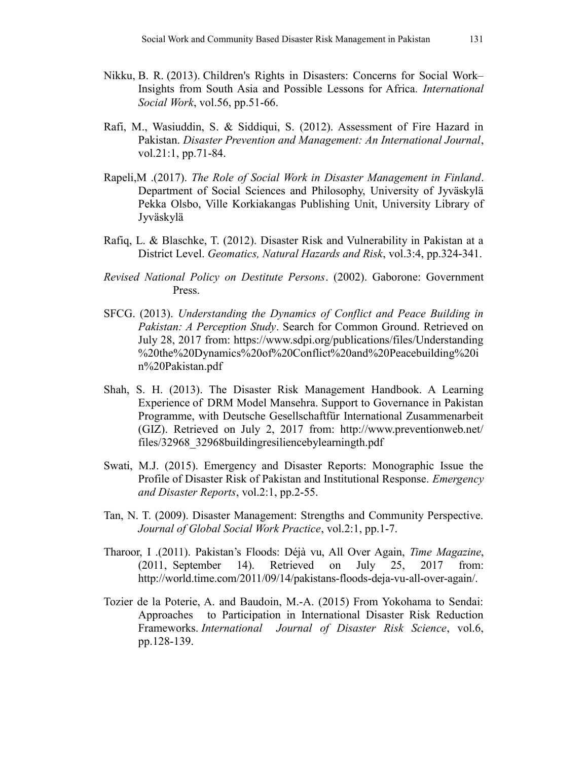Nikku, B. R. (2013). Children's Rights in Disasters: Concerns for Social Work– Insights from South Asia and Possible Lessons for Africa. *International Social Work*, vol.56, pp.51-66.

Rafi, M., Wasiuddin, S. & Siddiqui, S. (2012). Assessment of Fire Hazard in Pakistan. *Disaster Prevention and Management: An International Journal*, vol.21:1, pp.71-84.

Rapeli,M .(2017). *The Role of Social Work in Disaster Management in Finland*. Department of Social Sciences and Philosophy, University of Jyväskylä Pekka Olsbo, Ville Korkiakangas Publishing Unit, University Library of Jyväskylä

Rafiq, L. & Blaschke, T. (2012). Disaster Risk and Vulnerability in Pakistan at a District Level. *Geomatics, Natural Hazards and Risk*, vol.3:4, pp.324-341.

*Revised National Policy on Destitute Persons*. (2002). Gaborone: Government Press.

SFCG. (2013). *Understanding the Dynamics of Conflict and Peace Building in Pakistan: A Perception Study*. Search for Common Ground. Retrieved on July 28, 2017 from: https://www.sdpi.org/publications/files/Understanding%20the%20Dynamics%20of%20Conflict%20and%20Peacebuilding%20in%20Pakistan.pdf

Shah, S. H. (2013). The Disaster Risk Management Handbook. A Learning Experience of DRM Model Mansehra. Support to Governance in Pakistan Programme, with Deutsche Gesellschaftfür International Zusammenarbeit (GIZ). Retrieved on July 2, 2017 from: http://www.preventionweb.net/files/32968_32968buildingresiliencebylearningth.pdf

Swati, M.J. (2015). Emergency and Disaster Reports: Monographic Issue the Profile of Disaster Risk of Pakistan and Institutional Response. *Emergency and Disaster Reports*, vol.2:1, pp.2-55.

Tan, N. T. (2009). Disaster Management: Strengths and Community Perspective. *Journal of Global Social Work Practice*, vol.2:1, pp.1-7.

Tharoor, I .(2011). Pakistan's Floods: Déjà vu, All Over Again, *Time Magazine*, (2011, September 14). Retrieved on July 25, 2017 from: http://world.time.com/2011/09/14/pakistans-floods-deja-vu-all-over-again/.

Tozier de la Poterie, A. and Baudoin, M.-A. (2015) From Yokohama to Sendai: Approaches to Participation in International Disaster Risk Reduction Frameworks. *International Journal of Disaster Risk Science*, vol.6, pp.128-139.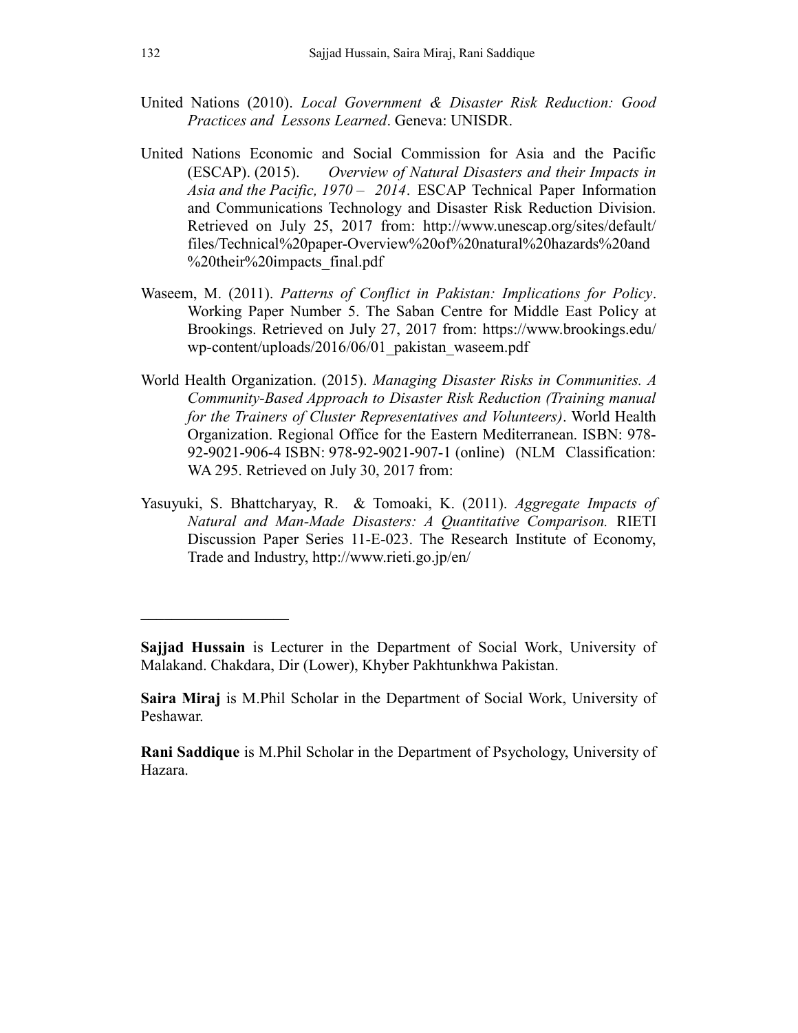United Nations (2010). *Local Government & Disaster Risk Reduction: Good Practices and Lessons Learned*. Geneva: UNISDR.

United Nations Economic and Social Commission for Asia and the Pacific (ESCAP). (2015). *Overview of Natural Disasters and their Impacts in Asia and the Pacific, 1970 – 2014*. ESCAP Technical Paper Information and Communications Technology and Disaster Risk Reduction Division. Retrieved on July 25, 2017 from: http://www.unescap.org/sites/default/files/Technical%20paper-Overview%20of%20natural%20hazards%20and%20their%20impacts_final.pdf

Waseem, M. (2011). *Patterns of Conflict in Pakistan: Implications for Policy*. Working Paper Number 5. The Saban Centre for Middle East Policy at Brookings. Retrieved on July 27, 2017 from: https://www.brookings.edu/wp-content/uploads/2016/06/01_pakistan_waseem.pdf

World Health Organization. (2015). *Managing Disaster Risks in Communities. A Community-Based Approach to Disaster Risk Reduction (Training manual for the Trainers of Cluster Representatives and Volunteers)*. World Health Organization. Regional Office for the Eastern Mediterranean. ISBN: 978-92-9021-906-4 ISBN: 978-92-9021-907-1 (online) (NLM Classification: WA 295. Retrieved on July 30, 2017 from:

Yasuyuki, S. Bhattcharyay, R. & Tomoaki, K. (2011). *Aggregate Impacts of Natural and Man-Made Disasters: A Quantitative Comparison.* RIETI Discussion Paper Series 11-E-023. The Research Institute of Economy, Trade and Industry, http://www.rieti.go.jp/en/

---

**Sajjad Hussain** is Lecturer in the Department of Social Work, University of Malakand. Chakdara, Dir (Lower), Khyber Pakhtunkhwa Pakistan.

**Saira Miraj** is M.Phil Scholar in the Department of Social Work, University of Peshawar.

**Rani Saddique** is M.Phil Scholar in the Department of Psychology, University of Hazara.